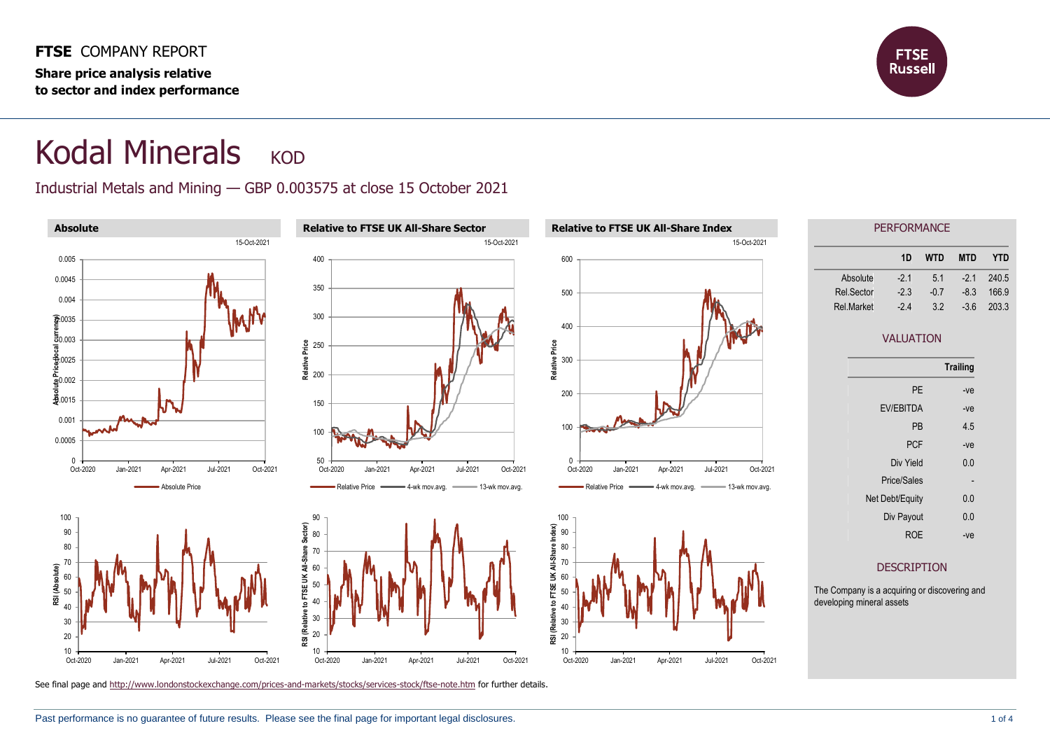**FTSE** COMPANY REPORT

**Share price analysis relative to sector and index performance**

# Kodal Minerals KOD

Industrial Metals and Mining — GBP 0.003575 at close 15 October 2021

### Absolute

### Relative to FTSE UK All-Share Sector

### Relative to FTSE UK All-Share Index

## PERFORMANCE

| | 1D | WTD | MTD | YTD |
|---|---|---|---|---|
| Absolute | -2.1 | 5.1 | -2.1 | 240.5 |
| Rel.Sector | -2.3 | -0.7 | -8.3 | 166.9 |
| Rel.Market | -2.4 | 3.2 | -3.6 | 203.3 |

## VALUATION

| | Trailing |
|---|---|
| PE | -ve |
| EV/EBITDA | -ve |
| PB | 4.5 |
| PCF | -ve |
| Div Yield | 0.0 |
| Price/Sales | - |
| Net Debt/Equity | 0.0 |
| Div Payout | 0.0 |
| ROE | -ve |

## DESCRIPTION

The Company is a acquiring or discovering and developing mineral assets

See final page and http://www.londonstockexchange.com/prices-and-markets/stocks/services-stock/ftse-note.htm for further details.

Past performance is no guarantee of future results. Please see the final page for important legal disclosures.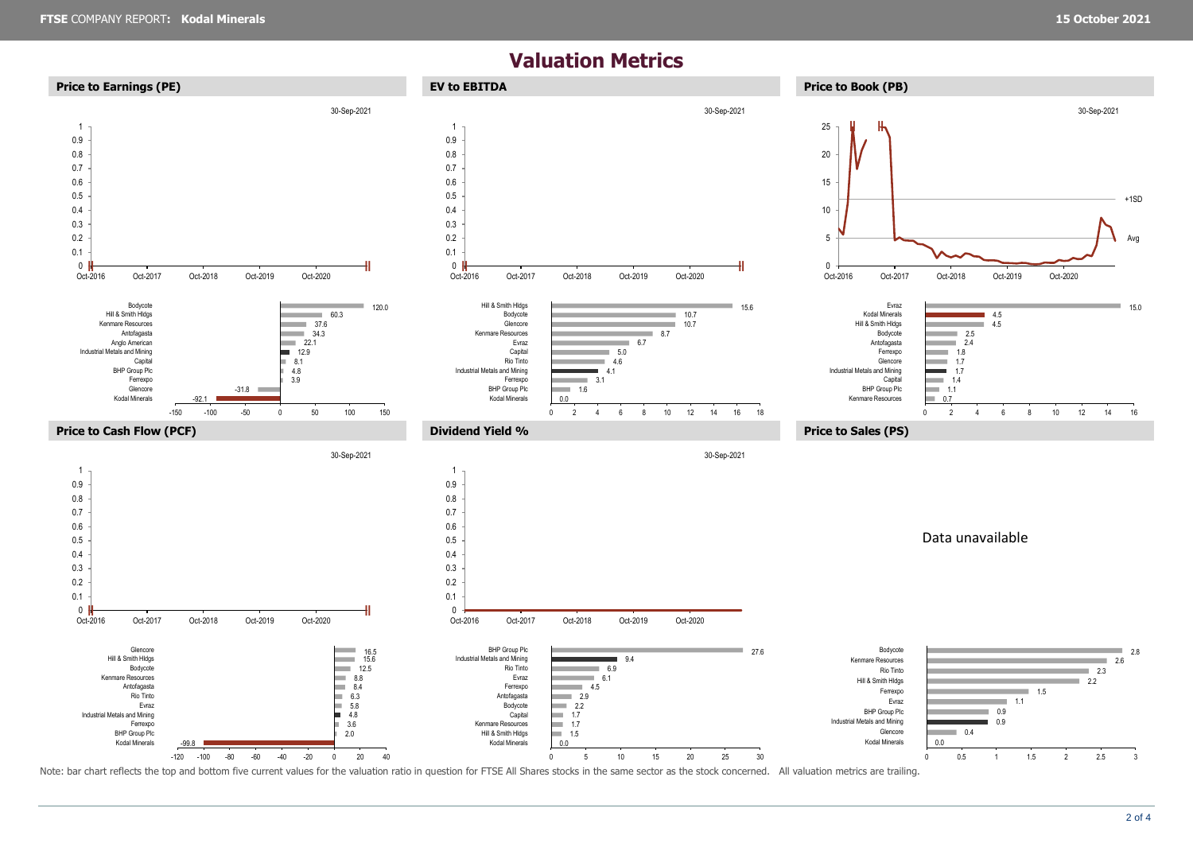# Valuation Metrics

## Price to Earnings (PE)

30-Sep-2021

| Company | PE |
|---|---|
| Bodycote | 120.0 |
| Hill & Smith Hldgs | 60.3 |
| Kenmare Resources | 37.6 |
| Antofagasta | 34.3 |
| Anglo American | 22.1 |
| Industrial Metals and Mining | 12.9 |
| Capital | 8.1 |
| BHP Group Plc | 4.8 |
| Ferrexpo | 3.9 |
| Glencore | -31.8 |
| Kodal Minerals | -92.1 |

## EV to EBITDA

30-Sep-2021

| Company | EV to EBITDA |
|---|---|
| Hill & Smith Hldgs | 15.6 |
| Bodycote | 10.7 |
| Glencore | 10.7 |
| Kenmare Resources | 8.7 |
| Evraz | 6.7 |
| Capital | 5.0 |
| Rio Tinto | 4.6 |
| Industrial Metals and Mining | 4.1 |
| Ferrexpo | 3.1 |
| BHP Group Plc | 1.6 |
| Kodal Minerals | 0.0 |

## Price to Book (PB)

30-Sep-2021

| Company | PB |
|---|---|
| Evraz | 15.0 |
| Kodal Minerals | 4.5 |
| Hill & Smith Hldgs | 4.5 |
| Bodycote | 2.5 |
| Antofagasta | 2.4 |
| Ferrexpo | 1.8 |
| Glencore | 1.7 |
| Industrial Metals and Mining | 1.7 |
| Capital | 1.4 |
| BHP Group Plc | 1.1 |
| Kenmare Resources | 0.7 |

## Price to Cash Flow (PCF)

30-Sep-2021

| Company | PCF |
|---|---|
| Glencore | 16.5 |
| Hill & Smith Hldgs | 15.6 |
| Bodycote | 12.5 |
| Kenmare Resources | 8.8 |
| Antofagasta | 8.4 |
| Rio Tinto | 6.3 |
| Evraz | 5.8 |
| Industrial Metals and Mining | 4.8 |
| Ferrexpo | 3.6 |
| BHP Group Plc | 2.0 |
| Kodal Minerals | -99.8 |

## Dividend Yield %

30-Sep-2021

| Company | Dividend Yield % |
|---|---|
| BHP Group Plc | 27.6 |
| Industrial Metals and Mining | 9.4 |
| Rio Tinto | 6.9 |
| Evraz | 6.1 |
| Ferrexpo | 4.5 |
| Antofagasta | 2.9 |
| Bodycote | 2.2 |
| Capital | 1.7 |
| Kenmare Resources | 1.7 |
| Hill & Smith Hldgs | 1.5 |
| Kodal Minerals | 0.0 |

## Price to Sales (PS)

Data unavailable

| Company | PS |
|---|---|
| Bodycote | 2.8 |
| Kenmare Resources | 2.6 |
| Rio Tinto | 2.3 |
| Hill & Smith Hldgs | 2.2 |
| Ferrexpo | 1.5 |
| Evraz | 1.1 |
| BHP Group Plc | 0.9 |
| Industrial Metals and Mining | 0.9 |
| Glencore | 0.4 |
| Kodal Minerals | 0.0 |

Note: bar chart reflects the top and bottom five current values for the valuation ratio in question for FTSE All Shares stocks in the same sector as the stock concerned. All valuation metrics are trailing.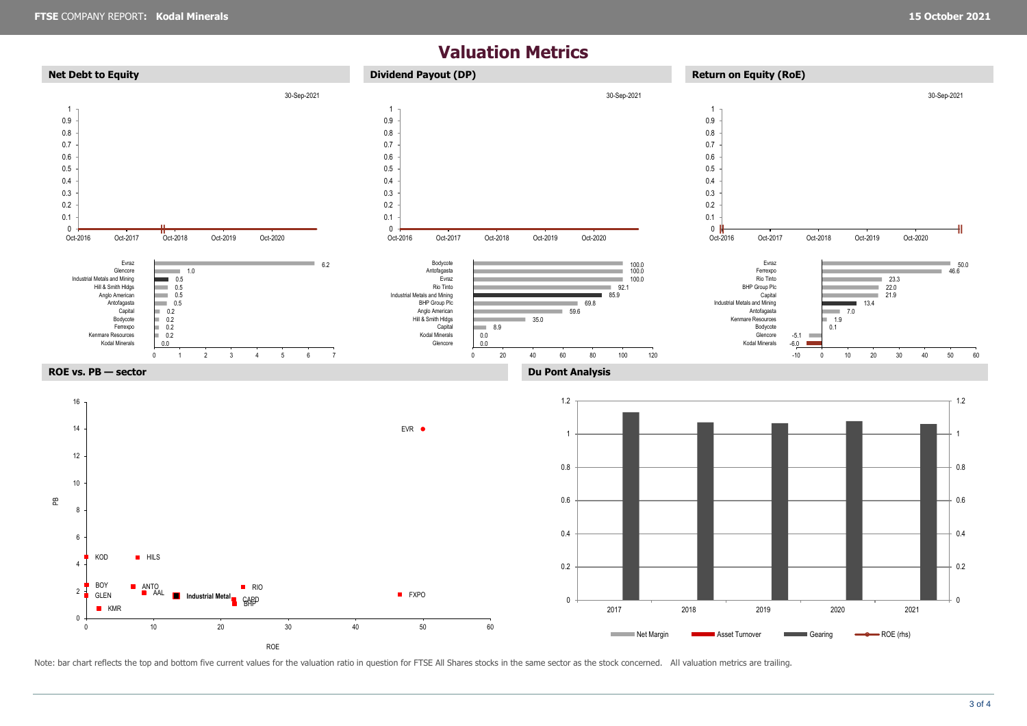# Valuation Metrics

## Net Debt to Equity

30-Sep-2021

| Company | Net Debt to Equity |
|---|---|
| Evraz | 6.2 |
| Glencore | 1.0 |
| Industrial Metals and Mining | 0.5 |
| Hill & Smith Hldgs | 0.5 |
| Anglo American | 0.5 |
| Antofagasta | 0.5 |
| Capital | 0.2 |
| Bodycote | 0.2 |
| Ferrexpo | 0.2 |
| Kenmare Resources | 0.2 |
| Kodal Minerals | 0.0 |

## Dividend Payout (DP)

30-Sep-2021

| Company | Dividend Payout |
|---|---|
| Bodycote | 100.0 |
| Antofagasta | 100.0 |
| Evraz | 100.0 |
| Rio Tinto | 92.1 |
| Industrial Metals and Mining | 85.9 |
| BHP Group Plc | 69.8 |
| Anglo American | 59.6 |
| Hill & Smith Hldgs | 35.0 |
| Capital | 8.9 |
| Kodal Minerals | 0.0 |
| Glencore | 0.0 |

## Return on Equity (RoE)

30-Sep-2021

| Company | RoE |
|---|---|
| Evraz | 50.0 |
| Ferrexpo | 46.6 |
| Rio Tinto | 23.3 |
| BHP Group Plc | 22.0 |
| Capital | 21.9 |
| Industrial Metals and Mining | 13.4 |
| Antofagasta | 7.0 |
| Kenmare Resources | 1.9 |
| Bodycote | 0.1 |
| Glencore | -5.1 |
| Kodal Minerals | -6.0 |

## ROE vs. PB — sector

Data points: EVR, KOD, HILS, BOY, ANTO, AAL, GLEN, Industrial Metal, CAPD, BHP, RIO, FXPO, KMR

## Du Pont Analysis

Years: 2017, 2018, 2019, 2020, 2021

Legend: Net Margin, Asset Turnover, Gearing, ROE (rhs)

Note: bar chart reflects the top and bottom five current values for the valuation ratio in question for FTSE All Shares stocks in the same sector as the stock concerned. All valuation metrics are trailing.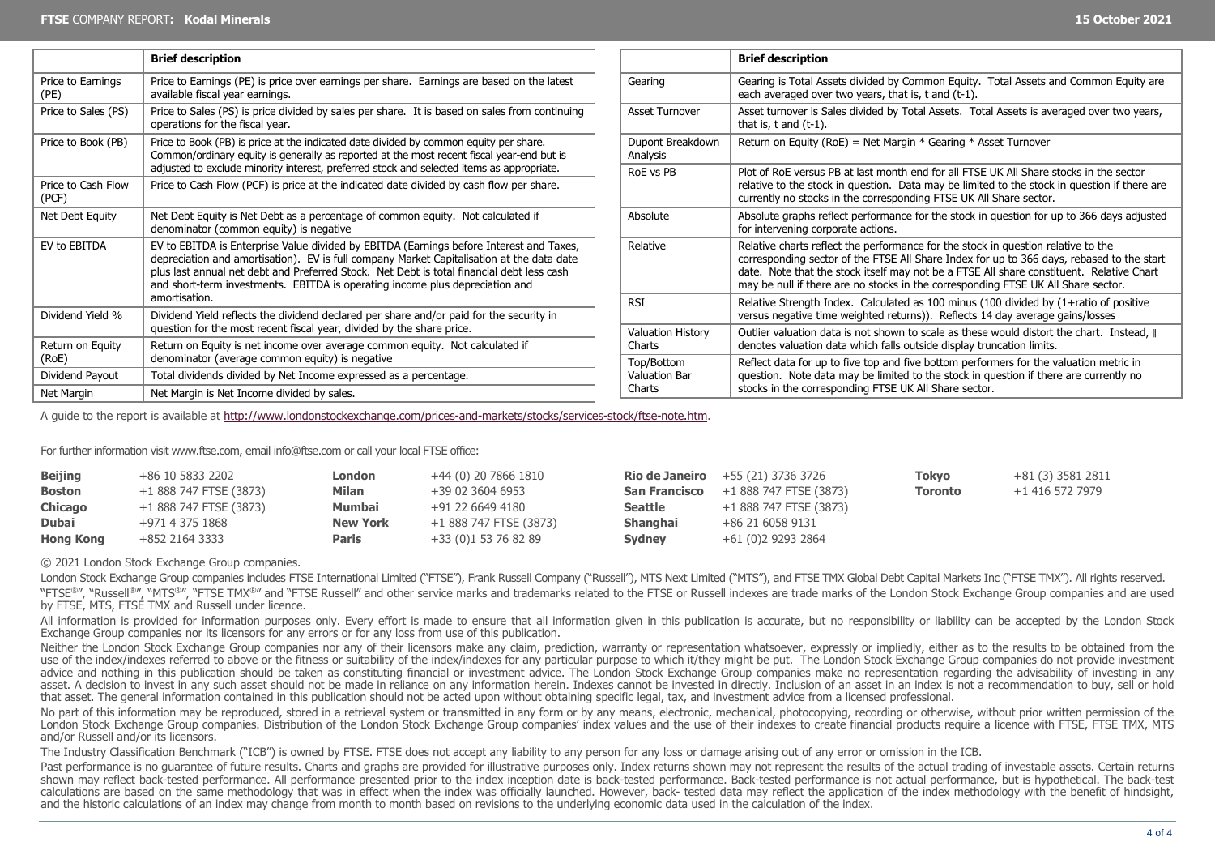| | Brief description |
|---|---|
| Price to Earnings (PE) | Price to Earnings (PE) is price over earnings per share. Earnings are based on the latest available fiscal year earnings. |
| Price to Sales (PS) | Price to Sales (PS) is price divided by sales per share. It is based on sales from continuing operations for the fiscal year. |
| Price to Book (PB) | Price to Book (PB) is price at the indicated date divided by common equity per share. Common/ordinary equity is generally as reported at the most recent fiscal year-end but is adjusted to exclude minority interest, preferred stock and selected items as appropriate. |
| Price to Cash Flow (PCF) | Price to Cash Flow (PCF) is price at the indicated date divided by cash flow per share. |
| Net Debt Equity | Net Debt Equity is Net Debt as a percentage of common equity. Not calculated if denominator (common equity) is negative |
| EV to EBITDA | EV to EBITDA is Enterprise Value divided by EBITDA (Earnings before Interest and Taxes, depreciation and amortisation). EV is full company Market Capitalisation at the data date plus last annual net debt and Preferred Stock. Net Debt is total financial debt less cash and short-term investments. EBITDA is operating income plus depreciation and amortisation. |
| Dividend Yield % | Dividend Yield reflects the dividend declared per share and/or paid for the security in question for the most recent fiscal year, divided by the share price. |
| Return on Equity (RoE) | Return on Equity is net income over average common equity. Not calculated if denominator (average common equity) is negative |
| Dividend Payout | Total dividends divided by Net Income expressed as a percentage. |
| Net Margin | Net Margin is Net Income divided by sales. |

| | Brief description |
|---|---|
| Gearing | Gearing is Total Assets divided by Common Equity. Total Assets and Common Equity are each averaged over two years, that is, t and (t-1). |
| Asset Turnover | Asset turnover is Sales divided by Total Assets. Total Assets is averaged over two years, that is, t and (t-1). |
| Dupont Breakdown Analysis | Return on Equity (RoE) = Net Margin * Gearing * Asset Turnover |
| RoE vs PB | Plot of RoE versus PB at last month end for all FTSE UK All Share stocks in the sector relative to the stock in question. Data may be limited to the stock in question if there are currently no stocks in the corresponding FTSE UK All Share sector. |
| Absolute | Absolute graphs reflect performance for the stock in question for up to 366 days adjusted for intervening corporate actions. |
| Relative | Relative charts reflect the performance for the stock in question relative to the corresponding sector of the FTSE All Share Index for up to 366 days, rebased to the start date. Note that the stock itself may not be a FTSE All share constituent. Relative Chart may be null if there are no stocks in the corresponding FTSE UK All Share sector. |
| RSI | Relative Strength Index. Calculated as 100 minus (100 divided by (1+ratio of positive versus negative time weighted returns)). Reflects 14 day average gains/losses |
| Valuation History Charts | Outlier valuation data is not shown to scale as these would distort the chart. Instead, ‖ denotes valuation data which falls outside display truncation limits. |
| Top/Bottom Valuation Bar Charts | Reflect data for up to five top and five bottom performers for the valuation metric in question. Note data may be limited to the stock in question if there are currently no stocks in the corresponding FTSE UK All Share sector. |

A guide to the report is available at http://www.londonstockexchange.com/prices-and-markets/stocks/services-stock/ftse-note.htm.

For further information visit www.ftse.com, email info@ftse.com or call your local FTSE office:

| | | | | | | | |
|---|---|---|---|---|---|---|---|
| **Beijing** | +86 10 5833 2202 | **London** | +44 (0) 20 7866 1810 | **Rio de Janeiro** | +55 (21) 3736 3726 | **Tokyo** | +81 (3) 3581 2811 |
| **Boston** | +1 888 747 FTSE (3873) | **Milan** | +39 02 3604 6953 | **San Francisco** | +1 888 747 FTSE (3873) | **Toronto** | +1 416 572 7979 |
| **Chicago** | +1 888 747 FTSE (3873) | **Mumbai** | +91 22 6649 4180 | **Seattle** | +1 888 747 FTSE (3873) | | |
| **Dubai** | +971 4 375 1868 | **New York** | +1 888 747 FTSE (3873) | **Shanghai** | +86 21 6058 9131 | | |
| **Hong Kong** | +852 2164 3333 | **Paris** | +33 (0)1 53 76 82 89 | **Sydney** | +61 (0)2 9293 2864 | | |

© 2021 London Stock Exchange Group companies.

London Stock Exchange Group companies includes FTSE International Limited ("FTSE"), Frank Russell Company ("Russell"), MTS Next Limited ("MTS"), and FTSE TMX Global Debt Capital Markets Inc ("FTSE TMX"). All rights reserved. "FTSE®", "Russell®", "MTS®", "FTSE TMX®" and "FTSE Russell" and other service marks and trademarks related to the FTSE or Russell indexes are trade marks of the London Stock Exchange Group companies and are used by FTSE, MTS, FTSE TMX and Russell under licence.

All information is provided for information purposes only. Every effort is made to ensure that all information given in this publication is accurate, but no responsibility or liability can be accepted by the London Stock Exchange Group companies nor its licensors for any errors or for any loss from use of this publication.

Neither the London Stock Exchange Group companies nor any of their licensors make any claim, prediction, warranty or representation whatsoever, expressly or impliedly, either as to the results to be obtained from the use of the index/indexes referred to above or the fitness or suitability of the index/indexes for any particular purpose to which it/they might be put. The London Stock Exchange Group companies do not provide investment advice and nothing in this publication should be taken as constituting financial or investment advice. The London Stock Exchange Group companies make no representation regarding the advisability of investing in any asset. A decision to invest in any such asset should not be made in reliance on any information herein. Indexes cannot be invested in directly. Inclusion of an asset in an index is not a recommendation to buy, sell or hold that asset. The general information contained in this publication should not be acted upon without obtaining specific legal, tax, and investment advice from a licensed professional.

No part of this information may be reproduced, stored in a retrieval system or transmitted in any form or by any means, electronic, mechanical, photocopying, recording or otherwise, without prior written permission of the London Stock Exchange Group companies. Distribution of the London Stock Exchange Group companies' index values and the use of their indexes to create financial products require a licence with FTSE, FTSE TMX, MTS and/or Russell and/or its licensors.

The Industry Classification Benchmark ("ICB") is owned by FTSE. FTSE does not accept any liability to any person for any loss or damage arising out of any error or omission in the ICB.

Past performance is no guarantee of future results. Charts and graphs are provided for illustrative purposes only. Index returns shown may not represent the results of the actual trading of investable assets. Certain returns shown may reflect back-tested performance. All performance presented prior to the index inception date is back-tested performance. Back-tested performance is not actual performance, but is hypothetical. The back-test calculations are based on the same methodology that was in effect when the index was officially launched. However, back- tested data may reflect the application of the index methodology with the benefit of hindsight, and the historic calculations of an index may change from month to month based on revisions to the underlying economic data used in the calculation of the index.